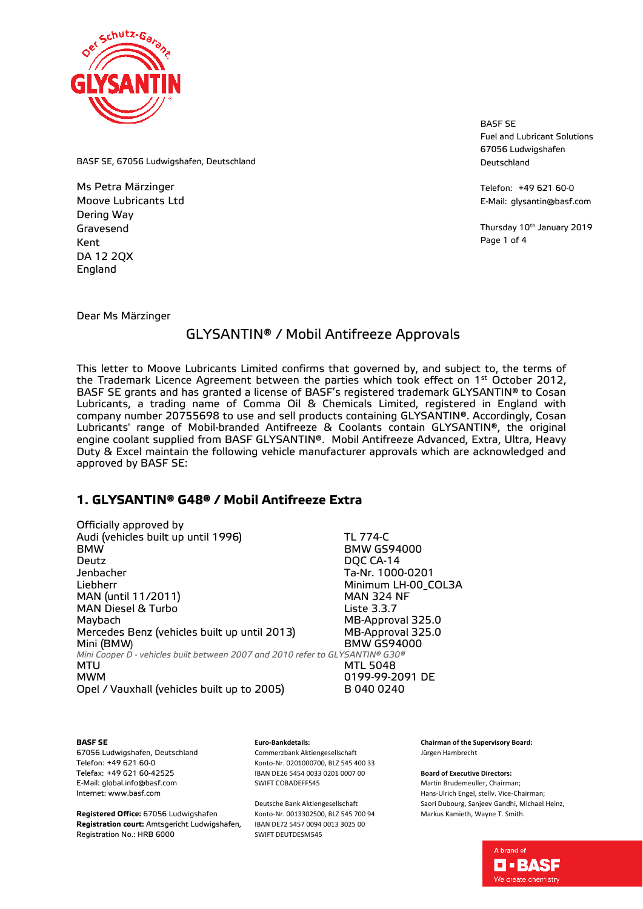BASF SE, 67056 Ludwigshafen, Deutschland

Ms Petra Märzinger
Moove Lubricants Ltd
Dering Way
Gravesend
Kent
DA 12 2QX
England

BASF SE
Fuel and Lubricant Solutions
67056 Ludwigshafen
Deutschland

Telefon: +49 621 60-0
E-Mail: glysantin@basf.com

Thursday 10th January 2019

Dear Ms Märzinger

## GLYSANTIN® / Mobil Antifreeze Approvals

This letter to Moove Lubricants Limited confirms that governed by, and subject to, the terms of the Trademark Licence Agreement between the parties which took effect on 1st October 2012, BASF SE grants and has granted a license of BASF's registered trademark GLYSANTIN® to Cosan Lubricants, a trading name of Comma Oil & Chemicals Limited, registered in England with company number 20755698 to use and sell products containing GLYSANTIN®. Accordingly, Cosan Lubricants' range of Mobil-branded Antifreeze & Coolants contain GLYSANTIN®, the original engine coolant supplied from BASF GLYSANTIN®. Mobil Antifreeze Advanced, Extra, Ultra, Heavy Duty & Excel maintain the following vehicle manufacturer approvals which are acknowledged and approved by BASF SE:

## 1. GLYSANTIN® G48® / Mobil Antifreeze Extra

Officially approved by

| | |
|---|---|
| Audi (vehicles built up until 1996) | TL 774-C |
| BMW | BMW GS94000 |
| Deutz | DQC CA-14 |
| Jenbacher | Ta-Nr. 1000-0201 |
| Liebherr | Minimum LH-00_COL3A |
| MAN (until 11/2011) | MAN 324 NF |
| MAN Diesel & Turbo | Liste 3.3.7 |
| Maybach | MB-Approval 325.0 |
| Mercedes Benz (vehicles built up until 2013) | MB-Approval 325.0 |
| Mini (BMW) | BMW GS94000 |
| *Mini Cooper D - vehicles built between 2007 and 2010 refer to GLYSANTIN® G30®* | |
| MTU | MTL 5048 |
| MWM | 0199-99-2091 DE |
| Opel / Vauxhall (vehicles built up to 2005) | B 040 0240 |

**BASF SE**
67056 Ludwigshafen, Deutschland
Telefon: +49 621 60-0
Telefax: +49 621 60-42525
E-Mail: global.info@basf.com
Internet: www.basf.com

**Registered Office:** 67056 Ludwigshafen
**Registration court:** Amtsgericht Ludwigshafen,
Registration No.: HRB 6000

**Euro-Bankdetails:**
Commerzbank Aktiengesellschaft
Konto-Nr. 0201000700, BLZ 545 400 33
IBAN DE26 5454 0033 0201 0007 00
SWIFT COBADEFF545

Deutsche Bank Aktiengesellschaft
Konto-Nr. 0013302500, BLZ 545 700 94
IBAN DE72 5457 0094 0013 3025 00
SWIFT DEUTDESM545

**Chairman of the Supervisory Board:**
Jürgen Hambrecht

**Board of Executive Directors:**
Martin Brudemeuller, Chairman;
Hans-Ulrich Engel, stellv. Vice-Chairman;
Saori Dubourg, Sanjeev Gandhi, Michael Heinz,
Markus Kamieth, Wayne T. Smith.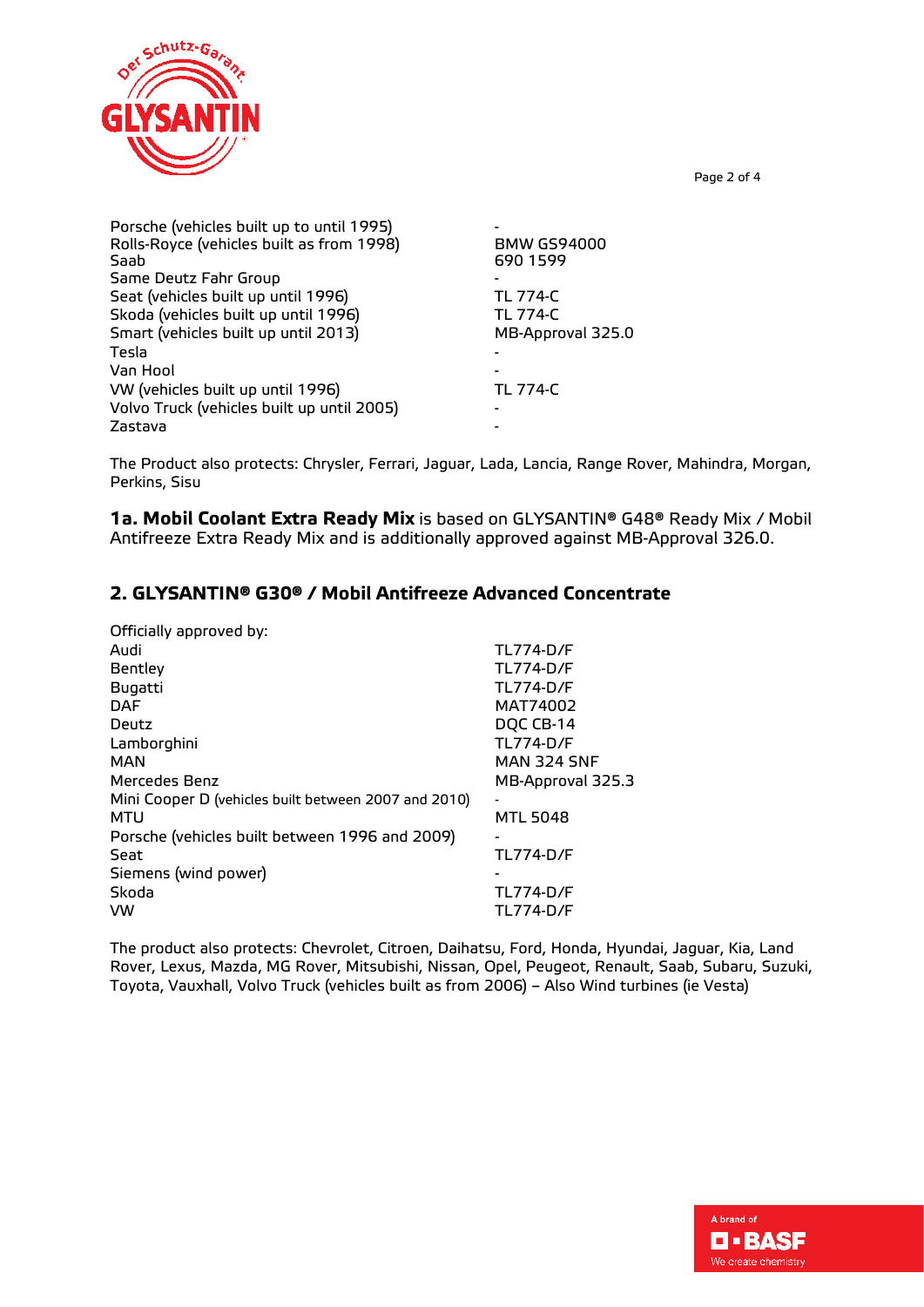| | |
|---|---|
| Porsche (vehicles built up to until 1995) | - |
| Rolls-Royce (vehicles built as from 1998) | BMW GS94000 |
| Saab | 690 1599 |
| Same Deutz Fahr Group | - |
| Seat (vehicles built up until 1996) | TL 774-C |
| Skoda (vehicles built up until 1996) | TL 774-C |
| Smart (vehicles built up until 2013) | MB-Approval 325.0 |
| Tesla | - |
| Van Hool | - |
| VW (vehicles built up until 1996) | TL 774-C |
| Volvo Truck (vehicles built up until 2005) | - |
| Zastava | - |

The Product also protects: Chrysler, Ferrari, Jaguar, Lada, Lancia, Range Rover, Mahindra, Morgan, Perkins, Sisu

**1a. Mobil Coolant Extra Ready Mix** is based on GLYSANTIN® G48® Ready Mix / Mobil Antifreeze Extra Ready Mix and is additionally approved against MB-Approval 326.0.

## 2. GLYSANTIN® G30® / Mobil Antifreeze Advanced Concentrate

Officially approved by:

| | |
|---|---|
| Audi | TL774-D/F |
| Bentley | TL774-D/F |
| Bugatti | TL774-D/F |
| DAF | MAT74002 |
| Deutz | DQC CB-14 |
| Lamborghini | TL774-D/F |
| MAN | MAN 324 SNF |
| Mercedes Benz | MB-Approval 325.3 |
| Mini Cooper D (vehicles built between 2007 and 2010) | - |
| MTU | MTL 5048 |
| Porsche (vehicles built between 1996 and 2009) | - |
| Seat | TL774-D/F |
| Siemens (wind power) | - |
| Skoda | TL774-D/F |
| VW | TL774-D/F |

The product also protects: Chevrolet, Citroen, Daihatsu, Ford, Honda, Hyundai, Jaguar, Kia, Land Rover, Lexus, Mazda, MG Rover, Mitsubishi, Nissan, Opel, Peugeot, Renault, Saab, Subaru, Suzuki, Toyota, Vauxhall, Volvo Truck (vehicles built as from 2006) – Also Wind turbines (ie Vesta)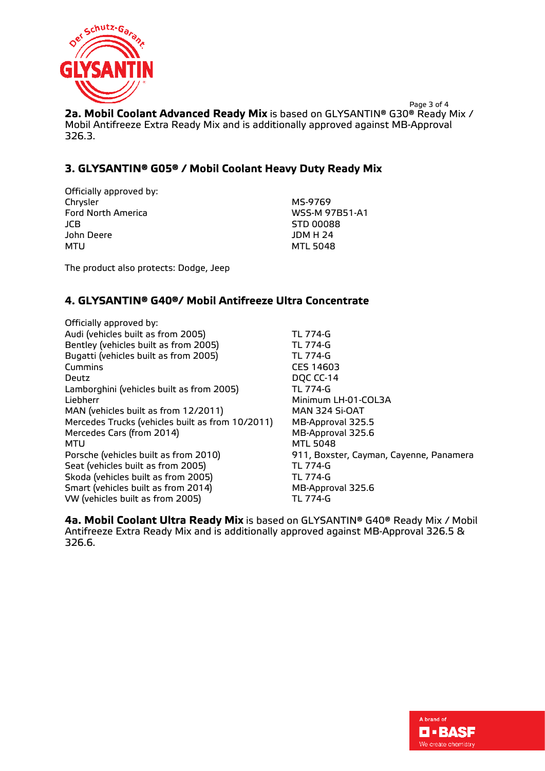**2a. Mobil Coolant Advanced Ready Mix** is based on GLYSANTIN® G30® Ready Mix / Mobil Antifreeze Extra Ready Mix and is additionally approved against MB-Approval 326.3.

## 3. GLYSANTIN® G05® / Mobil Coolant Heavy Duty Ready Mix

| Officially approved by: | |
|---|---|
| Chrysler | MS-9769 |
| Ford North America | WSS-M 97B51-A1 |
| JCB | STD 00088 |
| John Deere | JDM H 24 |
| MTU | MTL 5048 |

The product also protects: Dodge, Jeep

## 4. GLYSANTIN® G40®/ Mobil Antifreeze Ultra Concentrate

| Officially approved by: | |
|---|---|
| Audi (vehicles built as from 2005) | TL 774-G |
| Bentley (vehicles built as from 2005) | TL 774-G |
| Bugatti (vehicles built as from 2005) | TL 774-G |
| Cummins | CES 14603 |
| Deutz | DQC CC-14 |
| Lamborghini (vehicles built as from 2005) | TL 774-G |
| Liebherr | Minimum LH-01-COL3A |
| MAN (vehicles built as from 12/2011) | MAN 324 Si-OAT |
| Mercedes Trucks (vehicles built as from 10/2011) | MB-Approval 325.5 |
| Mercedes Cars (from 2014) | MB-Approval 325.6 |
| MTU | MTL 5048 |
| Porsche (vehicles built as from 2010) | 911, Boxster, Cayman, Cayenne, Panamera |
| Seat (vehicles built as from 2005) | TL 774-G |
| Skoda (vehicles built as from 2005) | TL 774-G |
| Smart (vehicles built as from 2014) | MB-Approval 325.6 |
| VW (vehicles built as from 2005) | TL 774-G |

**4a. Mobil Coolant Ultra Ready Mix** is based on GLYSANTIN® G40® Ready Mix / Mobil Antifreeze Extra Ready Mix and is additionally approved against MB-Approval 326.5 & 326.6.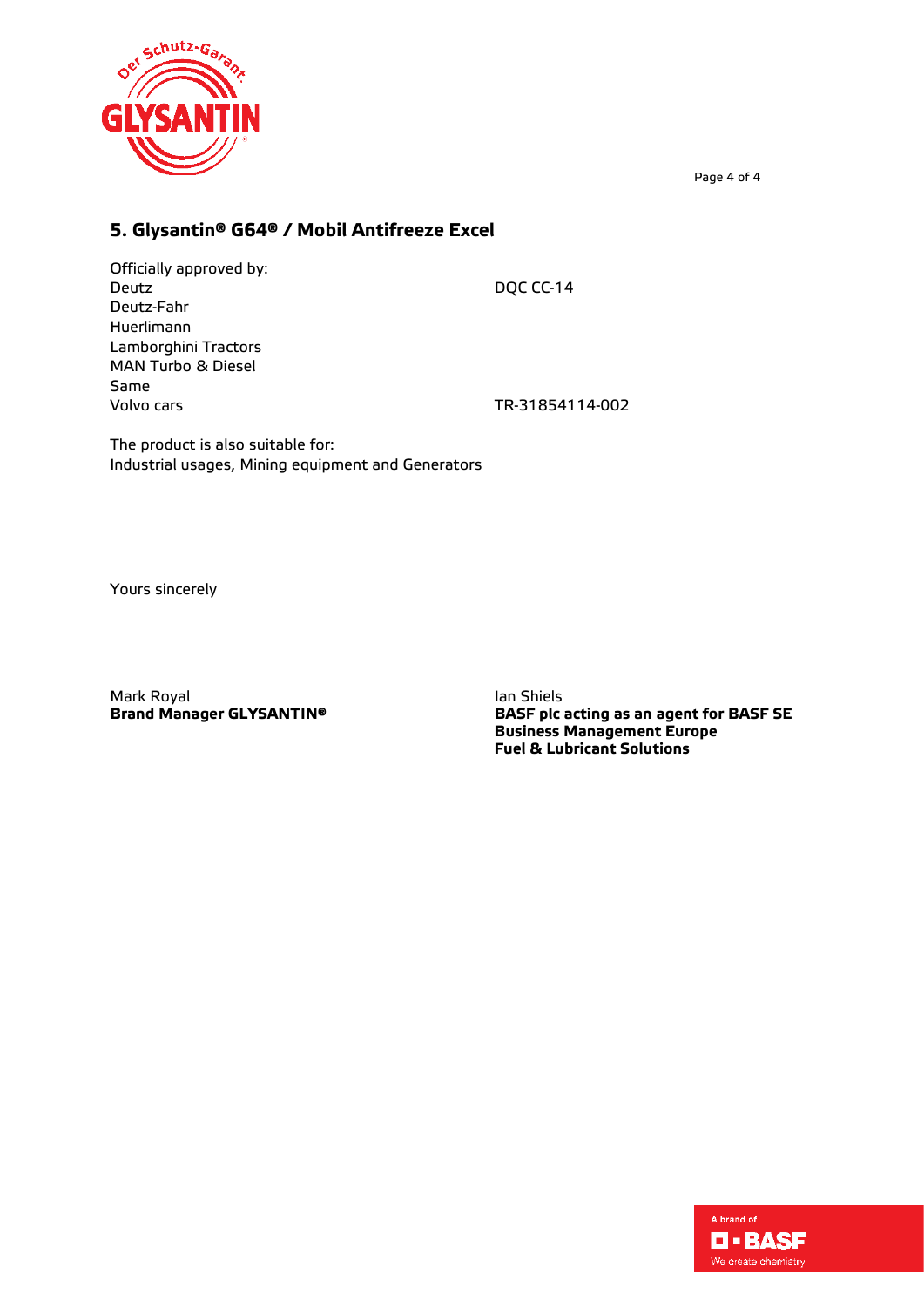## 5. Glysantin® G64® / Mobil Antifreeze Excel

Officially approved by:

| | |
|---|---|
| Deutz | DQC CC-14 |
| Deutz-Fahr | |
| Huerlimann | |
| Lamborghini Tractors | |
| MAN Turbo & Diesel | |
| Same | |
| Volvo cars | TR-31854114-002 |

The product is also suitable for:
Industrial usages, Mining equipment and Generators

Yours sincerely

Mark Royal
**Brand Manager GLYSANTIN®**

Ian Shiels
**BASF plc acting as an agent for BASF SE**
**Business Management Europe**
**Fuel & Lubricant Solutions**